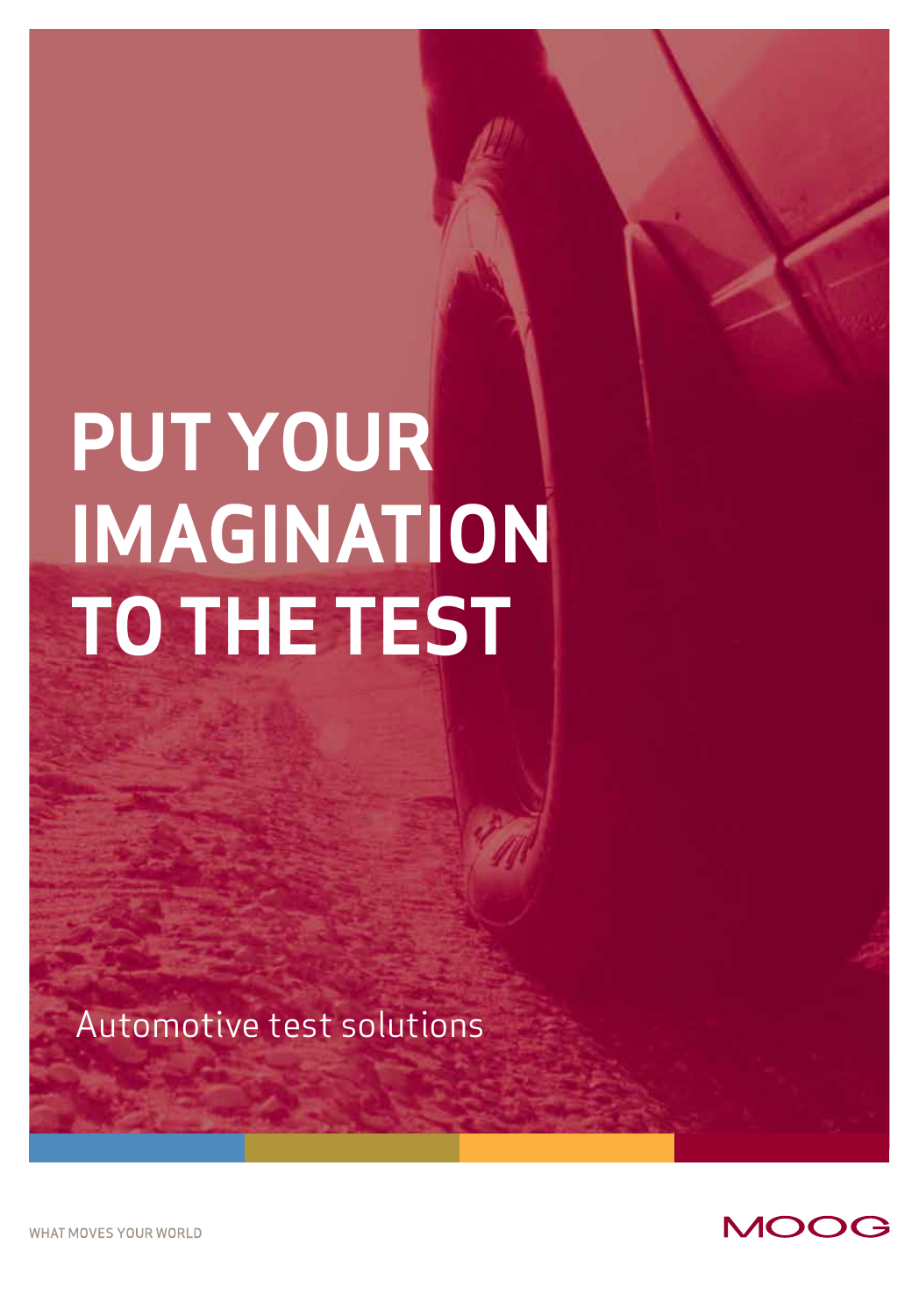# PUT YOUR IMAGINATION TO THE TEST

Automotive test solutions

WHAT MOVES YOUR WORLD

MOOG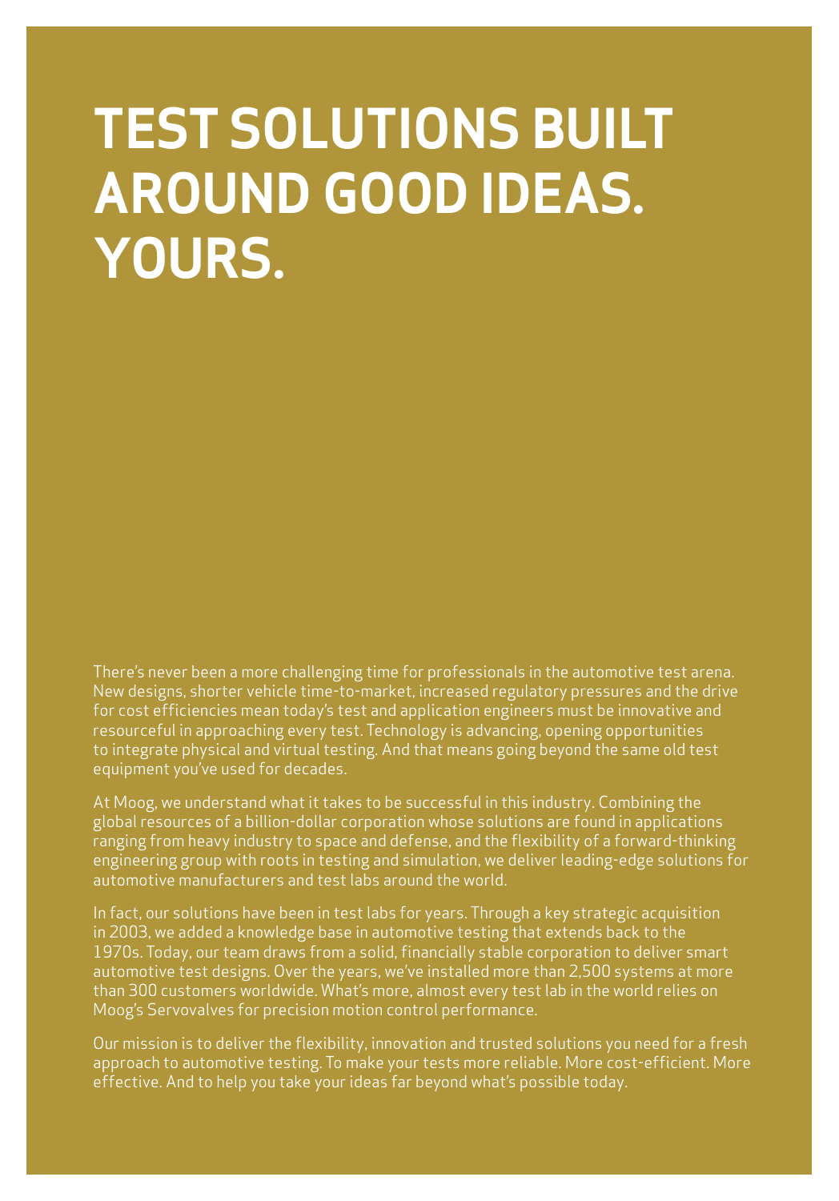# TEST SOLUTIONS BUILT AROUND GOOD IDEAS. YOURS.

There's never been a more challenging time for professionals in the automotive test arena. New designs, shorter vehicle time-to-market, increased regulatory pressures and the drive for cost efficiencies mean today's test and application engineers must be innovative and resourceful in approaching every test. Technology is advancing, opening opportunities to integrate physical and virtual testing. And that means going beyond the same old test equipment you've used for decades.

At Moog, we understand what it takes to be successful in this industry. Combining the global resources of a billion-dollar corporation whose solutions are found in applications ranging from heavy industry to space and defense, and the flexibility of a forward-thinking engineering group with roots in testing and simulation, we deliver leading-edge solutions for automotive manufacturers and test labs around the world.

In fact, our solutions have been in test labs for years. Through a key strategic acquisition in 2003, we added a knowledge base in automotive testing that extends back to the 1970s. Today, our team draws from a solid, financially stable corporation to deliver smart automotive test designs. Over the years, we've installed more than 2,500 systems at more than 300 customers worldwide. What's more, almost every test lab in the world relies on Moog's Servovalves for precision motion control performance.

Our mission is to deliver the flexibility, innovation and trusted solutions you need for a fresh approach to automotive testing. To make your tests more reliable. More cost-efficient. More effective. And to help you take your ideas far beyond what's possible today.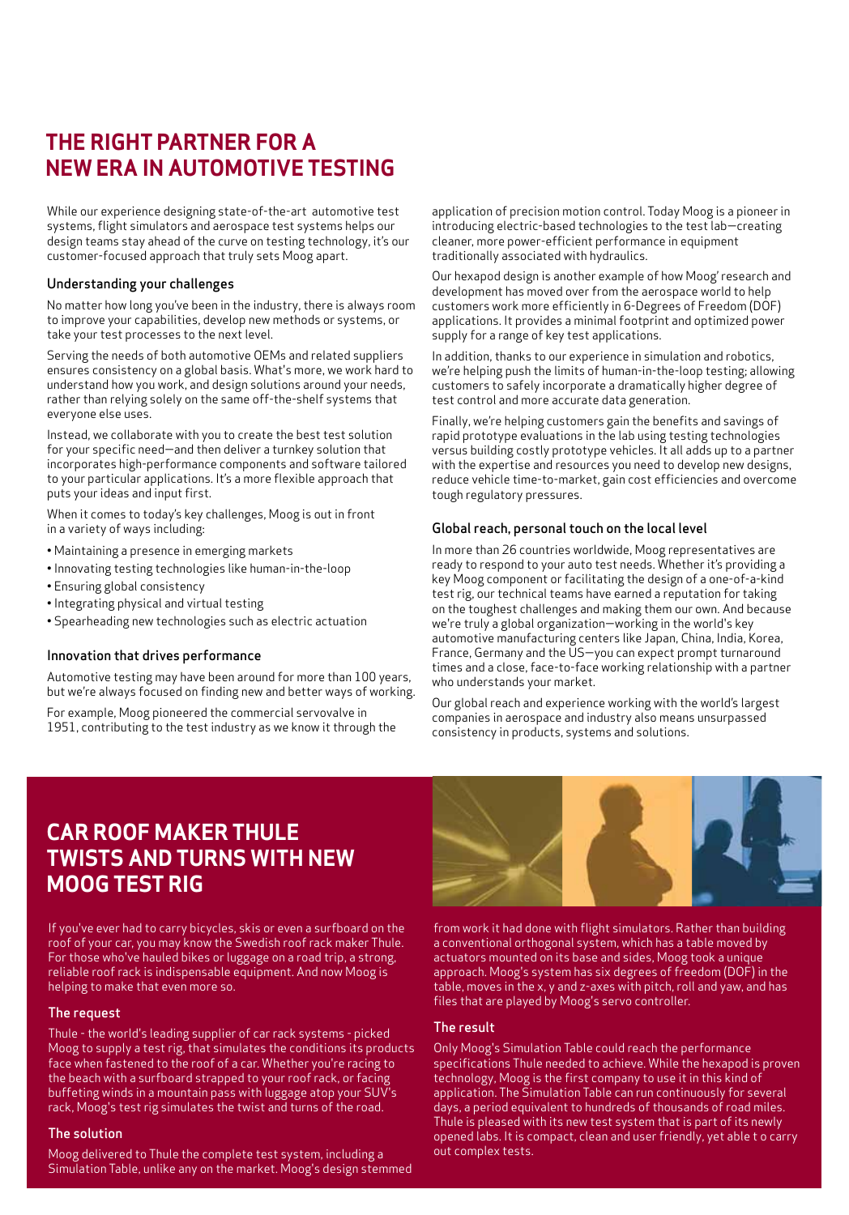# THE RIGHT PARTNER FOR A NEW ERA IN AUTOMOTIVE TESTING

While our experience designing state-of-the-art automotive test systems, flight simulators and aerospace test systems helps our design teams stay ahead of the curve on testing technology, it's our customer-focused approach that truly sets Moog apart.

### Understanding your challenges

No matter how long you've been in the industry, there is always room to improve your capabilities, develop new methods or systems, or take your test processes to the next level.

Serving the needs of both automotive OEMs and related suppliers ensures consistency on a global basis. What's more, we work hard to understand how you work, and design solutions around your needs, rather than relying solely on the same off-the-shelf systems that everyone else uses.

Instead, we collaborate with you to create the best test solution for your specific need—and then deliver a turnkey solution that incorporates high-performance components and software tailored to your particular applications. It's a more flexible approach that puts your ideas and input first.

When it comes to today's key challenges, Moog is out in front in a variety of ways including:

- Maintaining a presence in emerging markets
- Innovating testing technologies like human-in-the-loop
- Ensuring global consistency
- Integrating physical and virtual testing
- Spearheading new technologies such as electric actuation

### Innovation that drives performance

Automotive testing may have been around for more than 100 years, but we're always focused on finding new and better ways of working.

For example, Moog pioneered the commercial servovalve in 1951, contributing to the test industry as we know it through the application of precision motion control. Today Moog is a pioneer in introducing electric-based technologies to the test lab—creating cleaner, more power-efficient performance in equipment traditionally associated with hydraulics.

Our hexapod design is another example of how Moog' research and development has moved over from the aerospace world to help customers work more efficiently in 6-Degrees of Freedom (DOF) applications. It provides a minimal footprint and optimized power supply for a range of key test applications.

In addition, thanks to our experience in simulation and robotics, we're helping push the limits of human-in-the-loop testing; allowing customers to safely incorporate a dramatically higher degree of test control and more accurate data generation.

Finally, we're helping customers gain the benefits and savings of rapid prototype evaluations in the lab using testing technologies versus building costly prototype vehicles. It all adds up to a partner with the expertise and resources you need to develop new designs, reduce vehicle time-to-market, gain cost efficiencies and overcome tough regulatory pressures.

### Global reach, personal touch on the local level

In more than 26 countries worldwide, Moog representatives are ready to respond to your auto test needs. Whether it's providing a key Moog component or facilitating the design of a one-of-a-kind test rig, our technical teams have earned a reputation for taking on the toughest challenges and making them our own. And because we're truly a global organization—working in the world's key automotive manufacturing centers like Japan, China, India, Korea, France, Germany and the US—you can expect prompt turnaround times and a close, face-to-face working relationship with a partner who understands your market.

Our global reach and experience working with the world's largest companies in aerospace and industry also means unsurpassed consistency in products, systems and solutions.

# CAR ROOF MAKER THULE TWISTS AND TURNS WITH NEW MOOG TEST RIG

If you've ever had to carry bicycles, skis or even a surfboard on the roof of your car, you may know the Swedish roof rack maker Thule. For those who've hauled bikes or luggage on a road trip, a strong, reliable roof rack is indispensable equipment. And now Moog is helping to make that even more so.

### The request

Thule - the world's leading supplier of car rack systems - picked Moog to supply a test rig, that simulates the conditions its products face when fastened to the roof of a car. Whether you're racing to the beach with a surfboard strapped to your roof rack, or facing buffeting winds in a mountain pass with luggage atop your SUV's rack, Moog's test rig simulates the twist and turns of the road.

### The solution

Moog delivered to Thule the complete test system, including a Simulation Table, unlike any on the market. Moog's design stemmed from work it had done with flight simulators. Rather than building a conventional orthogonal system, which has a table moved by actuators mounted on its base and sides, Moog took a unique approach. Moog's system has six degrees of freedom (DOF) in the table, moves in the x, y and z-axes with pitch, roll and yaw, and has files that are played by Moog's servo controller.

### The result

Only Moog's Simulation Table could reach the performance specifications Thule needed to achieve. While the hexapod is proven technology, Moog is the first company to use it in this kind of application. The Simulation Table can run continuously for several days, a period equivalent to hundreds of thousands of road miles. Thule is pleased with its new test system that is part of its newly opened labs. It is compact, clean and user friendly, yet able t o carry out complex tests.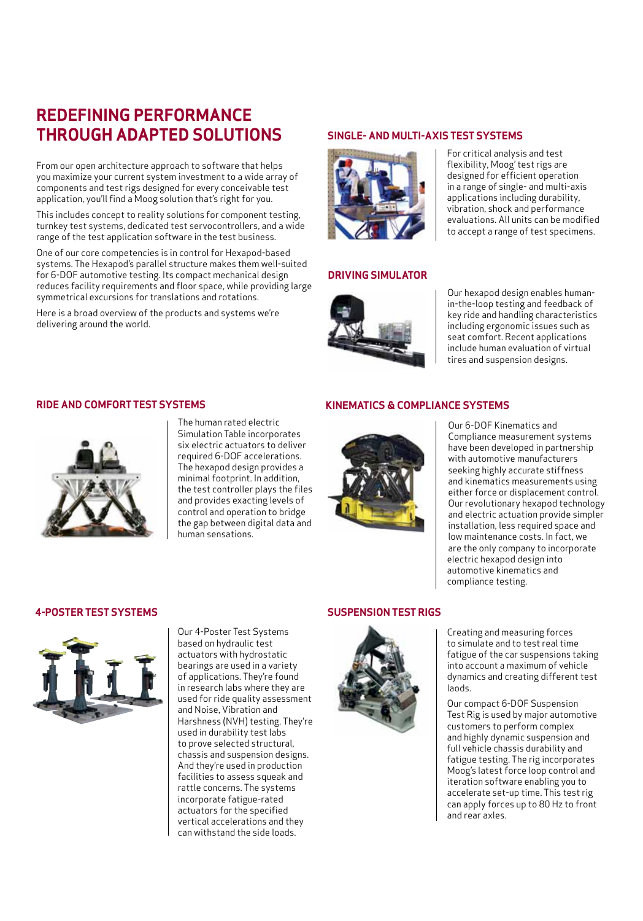# REDEFINING PERFORMANCE THROUGH ADAPTED SOLUTIONS

From our open architecture approach to software that helps you maximize your current system investment to a wide array of components and test rigs designed for every conceivable test application, you'll find a Moog solution that's right for you.

This includes concept to reality solutions for component testing, turnkey test systems, dedicated test servocontrollers, and a wide range of the test application software in the test business.

One of our core competencies is in control for Hexapod-based systems. The Hexapod's parallel structure makes them well-suited for 6-DOF automotive testing. Its compact mechanical design reduces facility requirements and floor space, while providing large symmetrical excursions for translations and rotations.

Here is a broad overview of the products and systems we're delivering around the world.

## SINGLE- AND MULTI-AXIS TEST SYSTEMS

For critical analysis and test flexibility, Moog' test rigs are designed for efficient operation in a range of single- and multi-axis applications including durability, vibration, shock and performance evaluations. All units can be modified to accept a range of test specimens.

## DRIVING SIMULATOR

Our hexapod design enables human-in-the-loop testing and feedback of key ride and handling characteristics including ergonomic issues such as seat comfort. Recent applications include human evaluation of virtual tires and suspension designs.

## RIDE AND COMFORT TEST SYSTEMS

The human rated electric Simulation Table incorporates six electric actuators to deliver required 6-DOF accelerations. The hexapod design provides a minimal footprint. In addition, the test controller plays the files and provides exacting levels of control and operation to bridge the gap between digital data and human sensations.

## KINEMATICS & COMPLIANCE SYSTEMS

Our 6-DOF Kinematics and Compliance measurement systems have been developed in partnership with automotive manufacturers seeking highly accurate stiffness and kinematics measurements using either force or displacement control. Our revolutionary hexapod technology and electric actuation provide simpler installation, less required space and low maintenance costs. In fact, we are the only company to incorporate electric hexapod design into automotive kinematics and compliance testing.

## 4-POSTER TEST SYSTEMS

Our 4-Poster Test Systems based on hydraulic test actuators with hydrostatic bearings are used in a variety of applications. They're found in research labs where they are used for ride quality assessment and Noise, Vibration and Harshness (NVH) testing. They're used in durability test labs to prove selected structural, chassis and suspension designs. And they're used in production facilities to assess squeak and rattle concerns. The systems incorporate fatigue-rated actuators for the specified vertical accelerations and they can withstand the side loads.

## SUSPENSION TEST RIGS

Creating and measuring forces to simulate and to test real time fatigue of the car suspensions taking into account a maximum of vehicle dynamics and creating different test laods.

Our compact 6-DOF Suspension Test Rig is used by major automotive customers to perform complex and highly dynamic suspension and full vehicle chassis durability and fatigue testing. The rig incorporates Moog's latest force loop control and iteration software enabling you to accelerate set-up time. This test rig can apply forces up to 80 Hz to front and rear axles.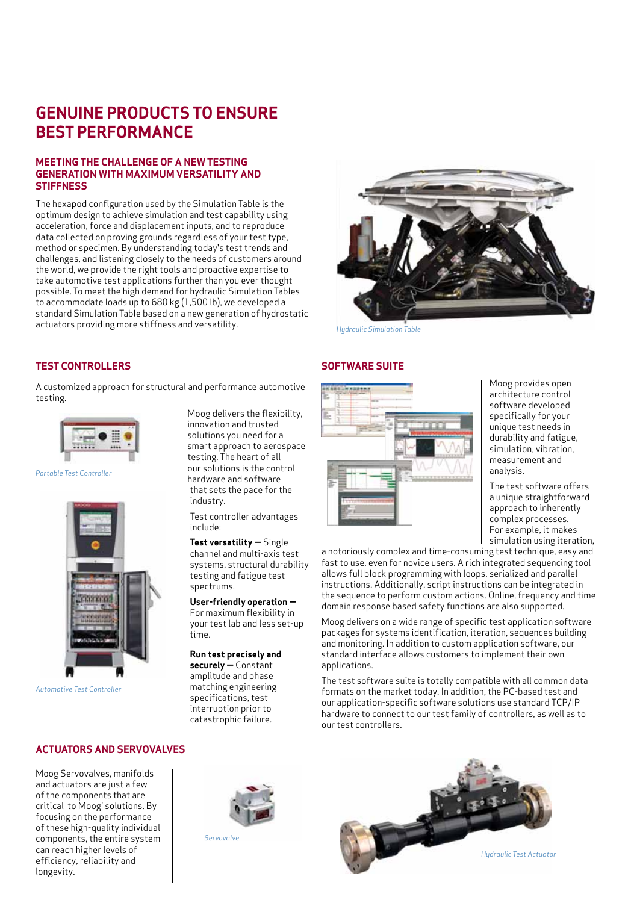# GENUINE PRODUCTS TO ENSURE BEST PERFORMANCE

### MEETING THE CHALLENGE OF A NEW TESTING GENERATION WITH MAXIMUM VERSATILITY AND STIFFNESS

The hexapod configuration used by the Simulation Table is the optimum design to achieve simulation and test capability using acceleration, force and displacement inputs, and to reproduce data collected on proving grounds regardless of your test type, method or specimen. By understanding today's test trends and challenges, and listening closely to the needs of customers around the world, we provide the right tools and proactive expertise to take automotive test applications further than you ever thought possible. To meet the high demand for hydraulic Simulation Tables to accommodate loads up to 680 kg (1,500 lb), we developed a standard Simulation Table based on a new generation of hydrostatic actuators providing more stiffness and versatility.

*Hydraulic Simulation Table*

## TEST CONTROLLERS

A customized approach for structural and performance automotive testing.

*Portable Test Controller*

*Automotive Test Controller*

Moog delivers the flexibility, innovation and trusted solutions you need for a smart approach to aerospace testing. The heart of all our solutions is the control hardware and software that sets the pace for the industry.

Test controller advantages include:

**Test versatility —** Single channel and multi-axis test systems, structural durability testing and fatigue test spectrums.

**User-friendly operation —** For maximum flexibility in your test lab and less set-up time.

**Run test precisely and securely —** Constant amplitude and phase matching engineering specifications, test interruption prior to catastrophic failure.

## SOFTWARE SUITE

Moog provides open architecture control software developed specifically for your unique test needs in durability and fatigue, simulation, vibration, measurement and analysis.

The test software offers a unique straightforward approach to inherently complex processes. For example, it makes simulation using iteration, a notoriously complex and time-consuming test technique, easy and fast to use, even for novice users. A rich integrated sequencing tool allows full block programming with loops, serialized and parallel instructions. Additionally, script instructions can be integrated in the sequence to perform custom actions. Online, frequency and time domain response based safety functions are also supported.

Moog delivers on a wide range of specific test application software packages for systems identification, iteration, sequences building and monitoring. In addition to custom application software, our standard interface allows customers to implement their own applications.

The test software suite is totally compatible with all common data formats on the market today. In addition, the PC-based test and our application-specific software solutions use standard TCP/IP hardware to connect to our test family of controllers, as well as to our test controllers.

## ACTUATORS AND SERVOVALVES

Moog Servovalves, manifolds and actuators are just a few of the components that are critical to Moog' solutions. By focusing on the performance of these high-quality individual components, the entire system can reach higher levels of efficiency, reliability and longevity.

*Servovalve*

*Hydraulic Test Actuator*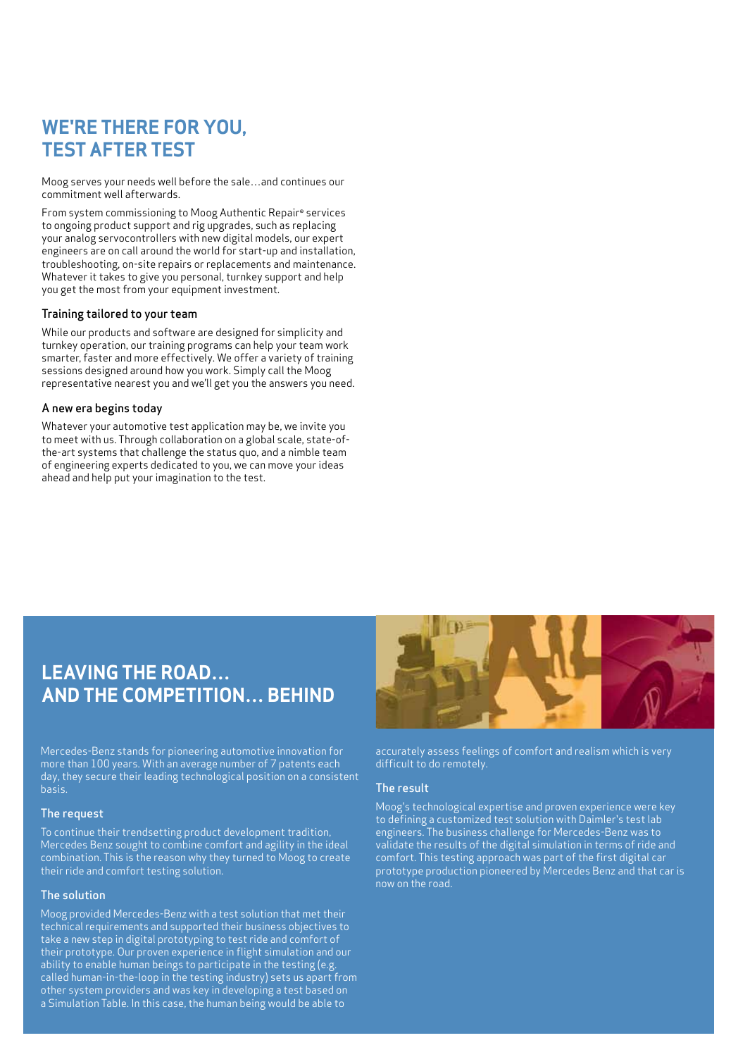## WE'RE THERE FOR YOU, TEST AFTER TEST

Moog serves your needs well before the sale…and continues our commitment well afterwards.

From system commissioning to Moog Authentic Repair® services to ongoing product support and rig upgrades, such as replacing your analog servocontrollers with new digital models, our expert engineers are on call around the world for start-up and installation, troubleshooting, on-site repairs or replacements and maintenance. Whatever it takes to give you personal, turnkey support and help you get the most from your equipment investment.

### Training tailored to your team

While our products and software are designed for simplicity and turnkey operation, our training programs can help your team work smarter, faster and more effectively. We offer a variety of training sessions designed around how you work. Simply call the Moog representative nearest you and we'll get you the answers you need.

### A new era begins today

Whatever your automotive test application may be, we invite you to meet with us. Through collaboration on a global scale, state-of-the-art systems that challenge the status quo, and a nimble team of engineering experts dedicated to you, we can move your ideas ahead and help put your imagination to the test.

## LEAVING THE ROAD… AND THE COMPETITION… BEHIND

Mercedes-Benz stands for pioneering automotive innovation for more than 100 years. With an average number of 7 patents each day, they secure their leading technological position on a consistent basis.

### The request

To continue their trendsetting product development tradition, Mercedes Benz sought to combine comfort and agility in the ideal combination. This is the reason why they turned to Moog to create their ride and comfort testing solution.

### The solution

Moog provided Mercedes-Benz with a test solution that met their technical requirements and supported their business objectives to take a new step in digital prototyping to test ride and comfort of their prototype. Our proven experience in flight simulation and our ability to enable human beings to participate in the testing (e.g. called human-in-the-loop in the testing industry) sets us apart from other system providers and was key in developing a test based on a Simulation Table. In this case, the human being would be able to accurately assess feelings of comfort and realism which is very difficult to do remotely.

### The result

Moog's technological expertise and proven experience were key to defining a customized test solution with Daimler's test lab engineers. The business challenge for Mercedes-Benz was to validate the results of the digital simulation in terms of ride and comfort. This testing approach was part of the first digital car prototype production pioneered by Mercedes Benz and that car is now on the road.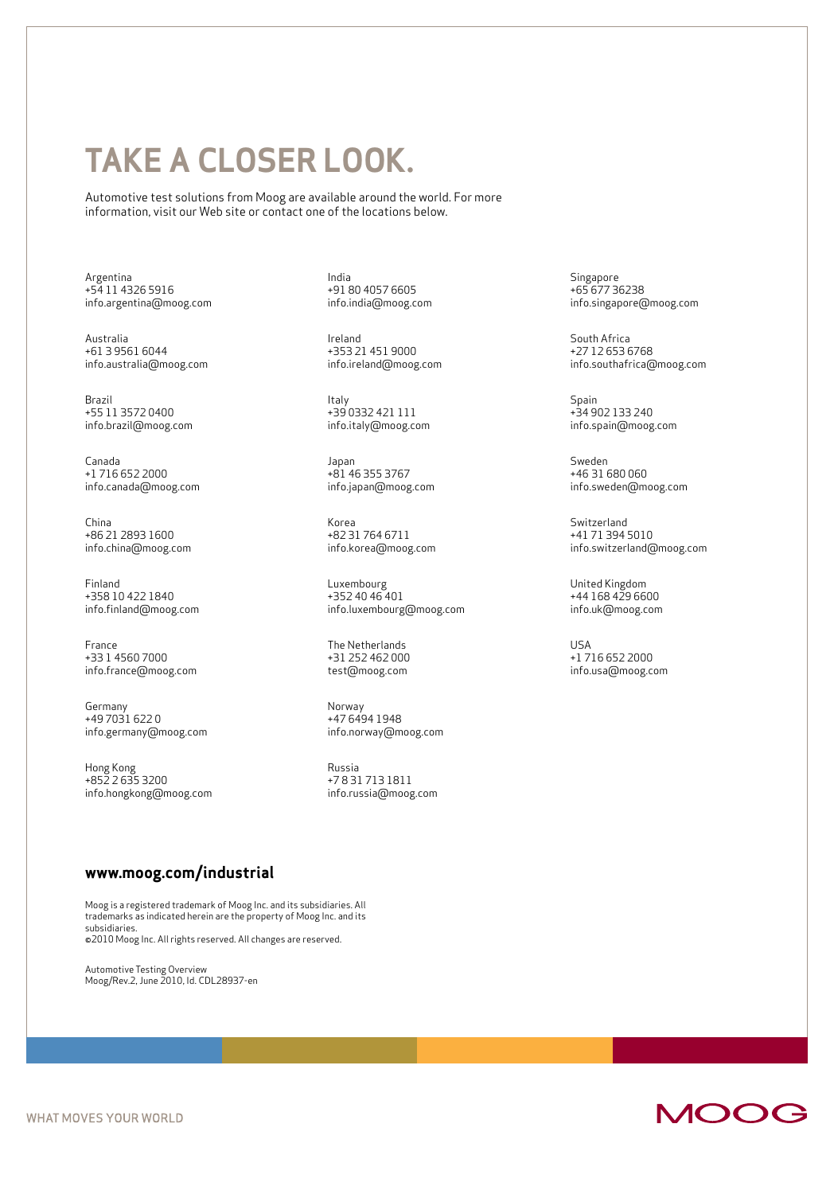# TAKE A CLOSER LOOK.

Automotive test solutions from Moog are available around the world. For more information, visit our Web site or contact one of the locations below.

Argentina
+54 11 4326 5916
info.argentina@moog.com

Australia
+61 3 9561 6044
info.australia@moog.com

Brazil
+55 11 3572 0400
info.brazil@moog.com

Canada
+1 716 652 2000
info.canada@moog.com

China
+86 21 2893 1600
info.china@moog.com

Finland
+358 10 422 1840
info.finland@moog.com

France
+33 1 4560 7000
info.france@moog.com

Germany
+49 7031 622 0
info.germany@moog.com

Hong Kong
+852 2 635 3200
info.hongkong@moog.com

India
+91 80 4057 6605
info.india@moog.com

Ireland
+353 21 451 9000
info.ireland@moog.com

Italy
+39 0332 421 111
info.italy@moog.com

Japan
+81 46 355 3767
info.japan@moog.com

Korea
+82 31 764 6711
info.korea@moog.com

Luxembourg
+352 40 46 401
info.luxembourg@moog.com

The Netherlands
+31 252 462 000
test@moog.com

Norway
+47 6494 1948
info.norway@moog.com

Russia
+7 8 31 713 1811
info.russia@moog.com

Singapore
+65 677 36238
info.singapore@moog.com

South Africa
+27 12 653 6768
info.southafrica@moog.com

Spain
+34 902 133 240
info.spain@moog.com

Sweden
+46 31 680 060
info.sweden@moog.com

Switzerland
+41 71 394 5010
info.switzerland@moog.com

United Kingdom
+44 168 429 6600
info.uk@moog.com

USA
+1 716 652 2000
info.usa@moog.com

**www.moog.com/industrial**

Moog is a registered trademark of Moog Inc. and its subsidiaries. All trademarks as indicated herein are the property of Moog Inc. and its subsidiaries.
©2010 Moog Inc. All rights reserved. All changes are reserved.

Automotive Testing Overview
Moog/Rev.2, June 2010, Id. CDL28937-en

WHAT MOVES YOUR WORLD

MOOG